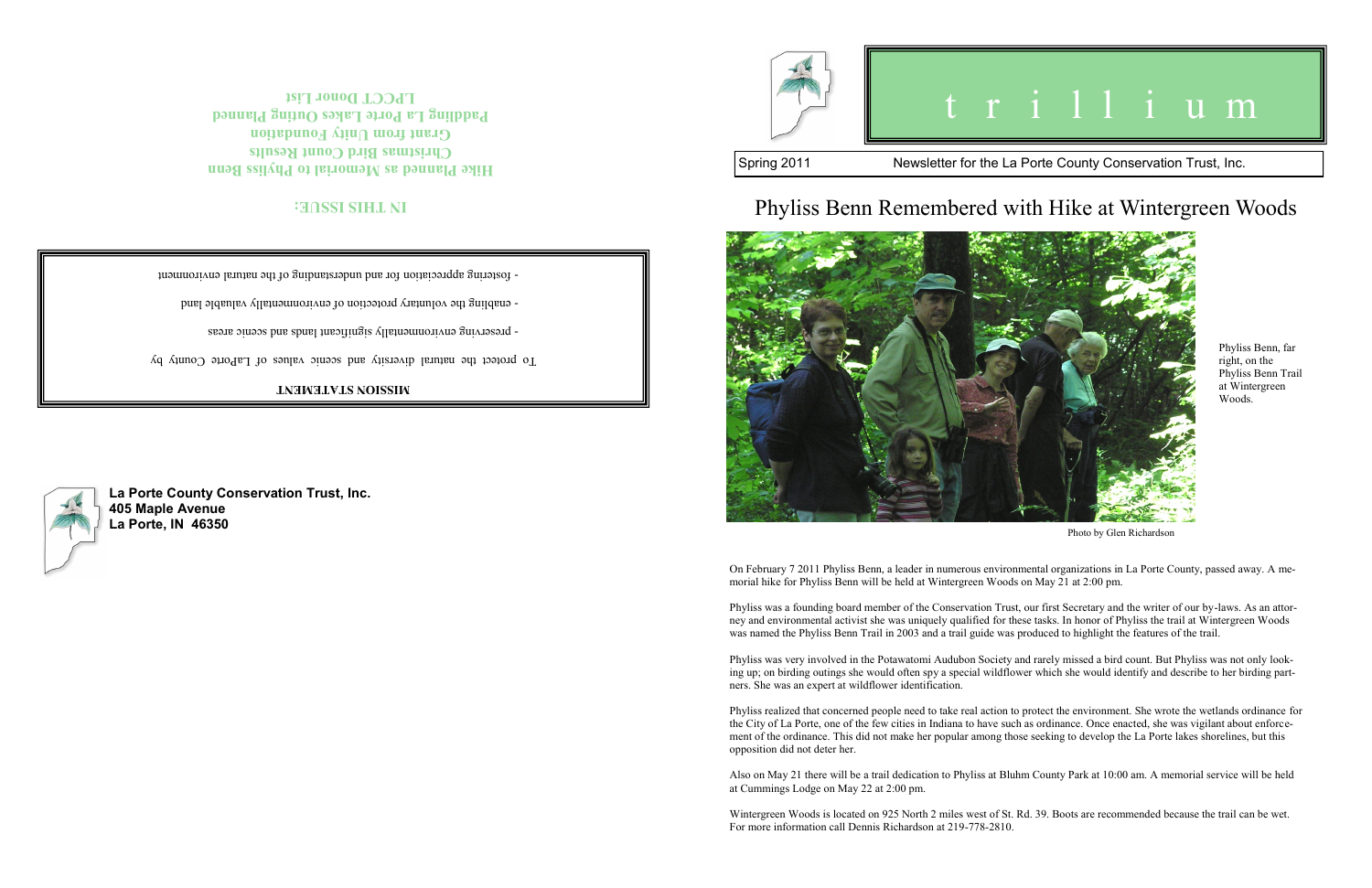**La Porte County Conservation Trust, Inc.**
**405 Maple Avenue**
**La Porte, IN 46350**

**MISSION STATEMENT**

To protect the natural diversity and scenic values of LaPorte County by

- preserving environmentally significant lands and scenic areas
- enabling the voluntary protection of environmentally valuable land
- fostering appreciation for and understanding of the natural environment

**IN THIS ISSUE:**

**Hike Planned as Memorial to Phyliss Benn**
**Christmas Bird Count Results**
**Grant from Unity Foundation**
**Paddling La Porte Lakes Outing Planned**
**LPCCT Donor List**

# t r i l l i u m

Spring 2011 — Newsletter for the La Porte County Conservation Trust, Inc.

## Phyliss Benn Remembered with Hike at Wintergreen Woods

Phyliss Benn, far right, on the Phyliss Benn Trail at Wintergreen Woods.

Photo by Glen Richardson

On February 7 2011 Phyliss Benn, a leader in numerous environmental organizations in La Porte County, passed away. A memorial hike for Phyliss Benn will be held at Wintergreen Woods on May 21 at 2:00 pm.

Phyliss was a founding board member of the Conservation Trust, our first Secretary and the writer of our by-laws. As an attorney and environmental activist she was uniquely qualified for these tasks. In honor of Phyliss the trail at Wintergreen Woods was named the Phyliss Benn Trail in 2003 and a trail guide was produced to highlight the features of the trail.

Phyliss was very involved in the Potawatomi Audubon Society and rarely missed a bird count. But Phyliss was not only looking up; on birding outings she would often spy a special wildflower which she would identify and describe to her birding partners. She was an expert at wildflower identification.

Phyliss realized that concerned people need to take real action to protect the environment. She wrote the wetlands ordinance for the City of La Porte, one of the few cities in Indiana to have such as ordinance. Once enacted, she was vigilant about enforcement of the ordinance. This did not make her popular among those seeking to develop the La Porte lakes shorelines, but this opposition did not deter her.

Also on May 21 there will be a trail dedication to Phyliss at Bluhm County Park at 10:00 am. A memorial service will be held at Cummings Lodge on May 22 at 2:00 pm.

Wintergreen Woods is located on 925 North 2 miles west of St. Rd. 39. Boots are recommended because the trail can be wet. For more information call Dennis Richardson at 219-778-2810.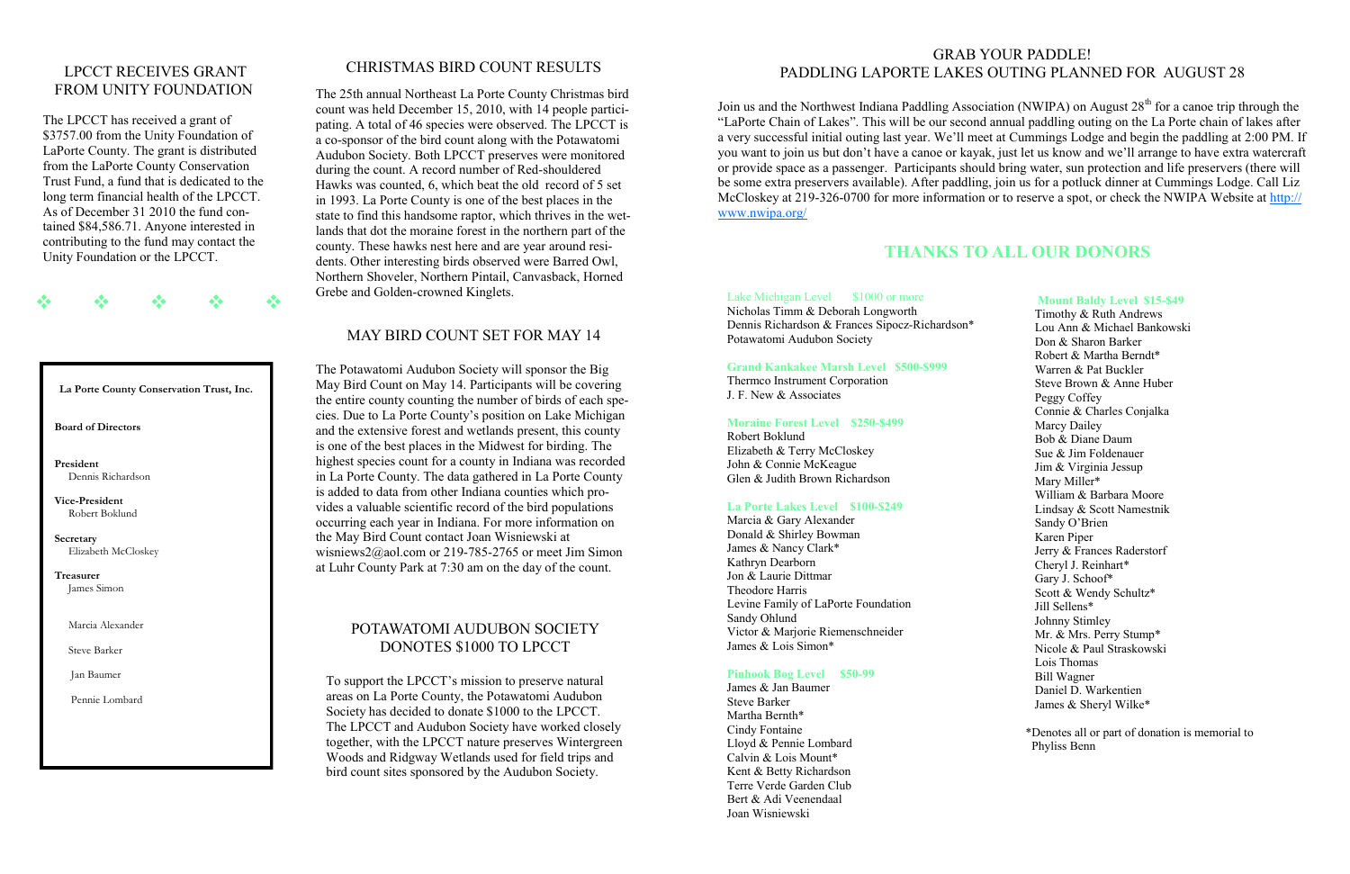## LPCCT RECEIVES GRANT FROM UNITY FOUNDATION

The LPCCT has received a grant of $3757.00 from the Unity Foundation of LaPorte County. The grant is distributed from the LaPorte County Conservation Trust Fund, a fund that is dedicated to the long term financial health of the LPCCT. As of December 31 2010 the fund contained $84,586.71. Anyone interested in contributing to the fund may contact the Unity Foundation or the LPCCT.

❖ ❖ ❖ ❖ ❖

**La Porte County Conservation Trust, Inc.**

**Board of Directors**

**President**
Dennis Richardson

**Vice-President**
Robert Boklund

**Secretary**
Elizabeth McCloskey

**Treasurer**
James Simon

Marcia Alexander

Steve Barker

Jan Baumer

Pennie Lombard

## CHRISTMAS BIRD COUNT RESULTS

The 25th annual Northeast La Porte County Christmas bird count was held December 15, 2010, with 14 people participating. A total of 46 species were observed. The LPCCT is a co-sponsor of the bird count along with the Potawatomi Audubon Society. Both LPCCT preserves were monitored during the count. A record number of Red-shouldered Hawks was counted, 6, which beat the old record of 5 set in 1993. La Porte County is one of the best places in the state to find this handsome raptor, which thrives in the wetlands that dot the moraine forest in the northern part of the county. These hawks nest here and are year around residents. Other interesting birds observed were Barred Owl, Northern Shoveler, Northern Pintail, Canvasback, Horned Grebe and Golden-crowned Kinglets.

## MAY BIRD COUNT SET FOR MAY 14

The Potawatomi Audubon Society will sponsor the Big May Bird Count on May 14. Participants will be covering the entire county counting the number of birds of each species. Due to La Porte County's position on Lake Michigan and the extensive forest and wetlands present, this county is one of the best places in the Midwest for birding. The highest species count for a county in Indiana was recorded in La Porte County. The data gathered in La Porte County is added to data from other Indiana counties which provides a valuable scientific record of the bird populations occurring each year in Indiana. For more information on the May Bird Count contact Joan Wisniewski at wisniews2@aol.com or 219-785-2765 or meet Jim Simon at Luhr County Park at 7:30 am on the day of the count.

## POTAWATOMI AUDUBON SOCIETY DONOTES $1000 TO LPCCT

To support the LPCCT's mission to preserve natural areas on La Porte County, the Potawatomi Audubon Society has decided to donate $1000 to the LPCCT. The LPCCT and Audubon Society have worked closely together, with the LPCCT nature preserves Wintergreen Woods and Ridgway Wetlands used for field trips and bird count sites sponsored by the Audubon Society.

## GRAB YOUR PADDLE! PADDLING LAPORTE LAKES OUTING PLANNED FOR AUGUST 28

Join us and the Northwest Indiana Paddling Association (NWIPA) on August 28th for a canoe trip through the "LaPorte Chain of Lakes". This will be our second annual paddling outing on the La Porte chain of lakes after a very successful initial outing last year. We'll meet at Cummings Lodge and begin the paddling at 2:00 PM. If you want to join us but don't have a canoe or kayak, just let us know and we'll arrange to have extra watercraft or provide space as a passenger. Participants should bring water, sun protection and life preservers (there will be some extra preservers available). After paddling, join us for a potluck dinner at Cummings Lodge. Call Liz McCloskey at 219-326-0700 for more information or to reserve a spot, or check the NWIPA Website at http://www.nwipa.org/

## THANKS TO ALL OUR DONORS

**Lake Michigan Level $1000 or more**
Nicholas Timm & Deborah Longworth
Dennis Richardson & Frances Sipocz-Richardson*
Potawatomi Audubon Society

**Grand Kankakee Marsh Level $500-$999**
Thermco Instrument Corporation
J. F. New & Associates

**Moraine Forest Level $250-$499**
Robert Boklund
Elizabeth & Terry McCloskey
John & Connie McKeague
Glen & Judith Brown Richardson

**La Porte Lakes Level $100-$249**
Marcia & Gary Alexander
Donald & Shirley Bowman
James & Nancy Clark*
Kathryn Dearborn
Jon & Laurie Dittmar
Theodore Harris
Levine Family of LaPorte Foundation
Sandy Ohlund
Victor & Marjorie Riemenschneider
James & Lois Simon*

**Pinhook Bog Level $50-99**
James & Jan Baumer
Steve Barker
Martha Bernth*
Cindy Fontaine
Lloyd & Pennie Lombard
Calvin & Lois Mount*
Kent & Betty Richardson
Terre Verde Garden Club
Bert & Adi Veenendaal
Joan Wisniewski

**Mount Baldy Level $15-$49**
Timothy & Ruth Andrews
Lou Ann & Michael Bankowski
Don & Sharon Barker
Robert & Martha Berndt*
Warren & Pat Buckler
Steve Brown & Anne Huber
Peggy Coffey
Connie & Charles Conjalka
Marcy Dailey
Bob & Diane Daum
Sue & Jim Foldenauer
Jim & Virginia Jessup
Mary Miller*
William & Barbara Moore
Lindsay & Scott Namestnik
Sandy O'Brien
Karen Piper
Jerry & Frances Raderstorf
Cheryl J. Reinhart*
Gary J. Schoof*
Scott & Wendy Schultz*
Jill Sellens*
Johnny Stimley
Mr. & Mrs. Perry Stump*
Nicole & Paul Straskowski
Lois Thomas
Bill Wagner
Daniel D. Warkentien
James & Sheryl Wilke*

*Denotes all or part of donation is memorial to Phyliss Benn